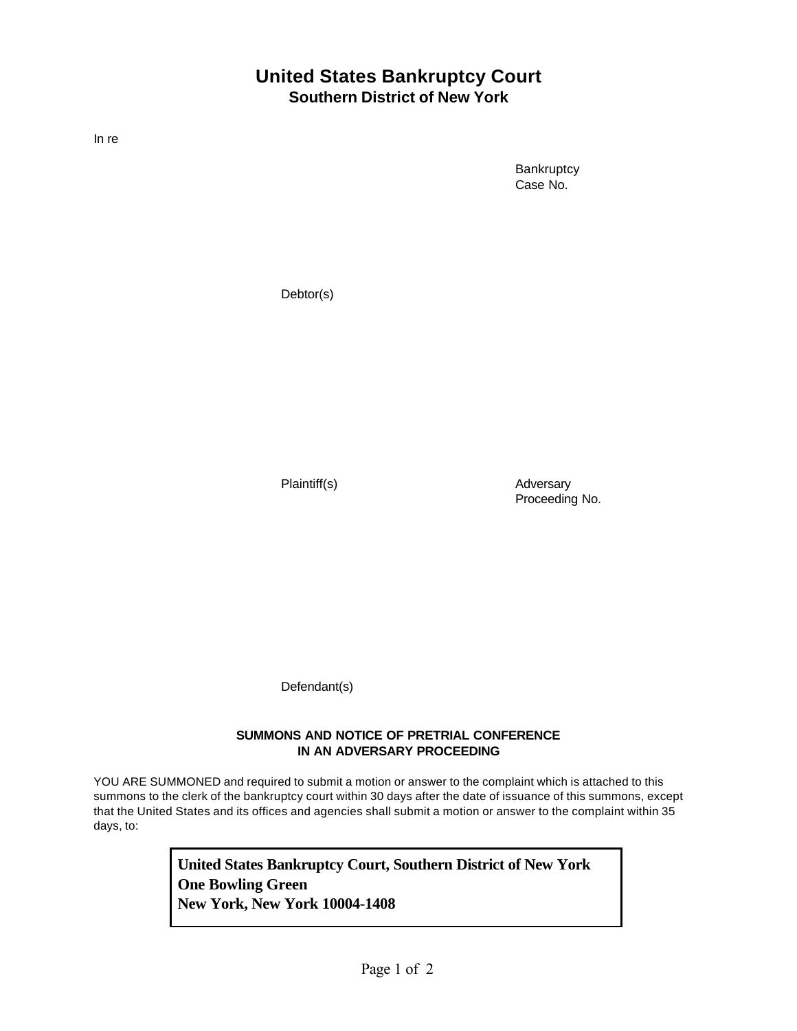# United States Bankruptcy Court
## Southern District of New York

In re

Bankruptcy
Case No.

Debtor(s)

Plaintiff(s)

Adversary
Proceeding No.

Defendant(s)

**SUMMONS AND NOTICE OF PRETRIAL CONFERENCE
IN AN ADVERSARY PROCEEDING**

YOU ARE SUMMONED and required to submit a motion or answer to the complaint which is attached to this summons to the clerk of the bankruptcy court within 30 days after the date of issuance of this summons, except that the United States and its offices and agencies shall submit a motion or answer to the complaint within 35 days, to:

**United States Bankruptcy Court, Southern District of New York**
**One Bowling Green**
**New York, New York 10004-1408**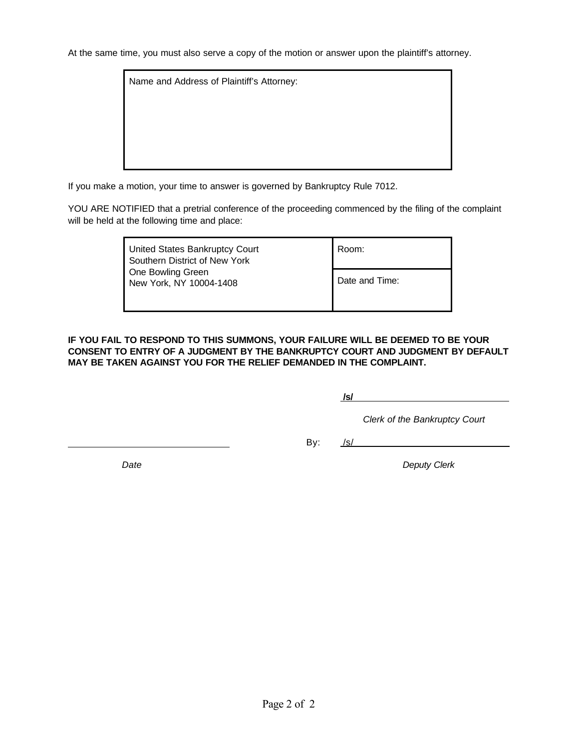At the same time, you must also serve a copy of the motion or answer upon the plaintiff's attorney.

| |
|---|
| Name and Address of Plaintiff's Attorney: |

If you make a motion, your time to answer is governed by Bankruptcy Rule 7012.

YOU ARE NOTIFIED that a pretrial conference of the proceeding commenced by the filing of the complaint will be held at the following time and place:

| | |
|---|---|
| United States Bankruptcy Court<br>Southern District of New York<br>One Bowling Green<br>New York, NY 10004-1408 | Room: |
| | Date and Time: |

**IF YOU FAIL TO RESPOND TO THIS SUMMONS, YOUR FAILURE WILL BE DEEMED TO BE YOUR CONSENT TO ENTRY OF A JUDGMENT BY THE BANKRUPTCY COURT AND JUDGMENT BY DEFAULT MAY BE TAKEN AGAINST YOU FOR THE RELIEF DEMANDED IN THE COMPLAINT.**

/s/ ______________________________

*Clerk of the Bankruptcy Court*

______________________________ By: /s/ ______________________________

*Date* *Deputy Clerk*